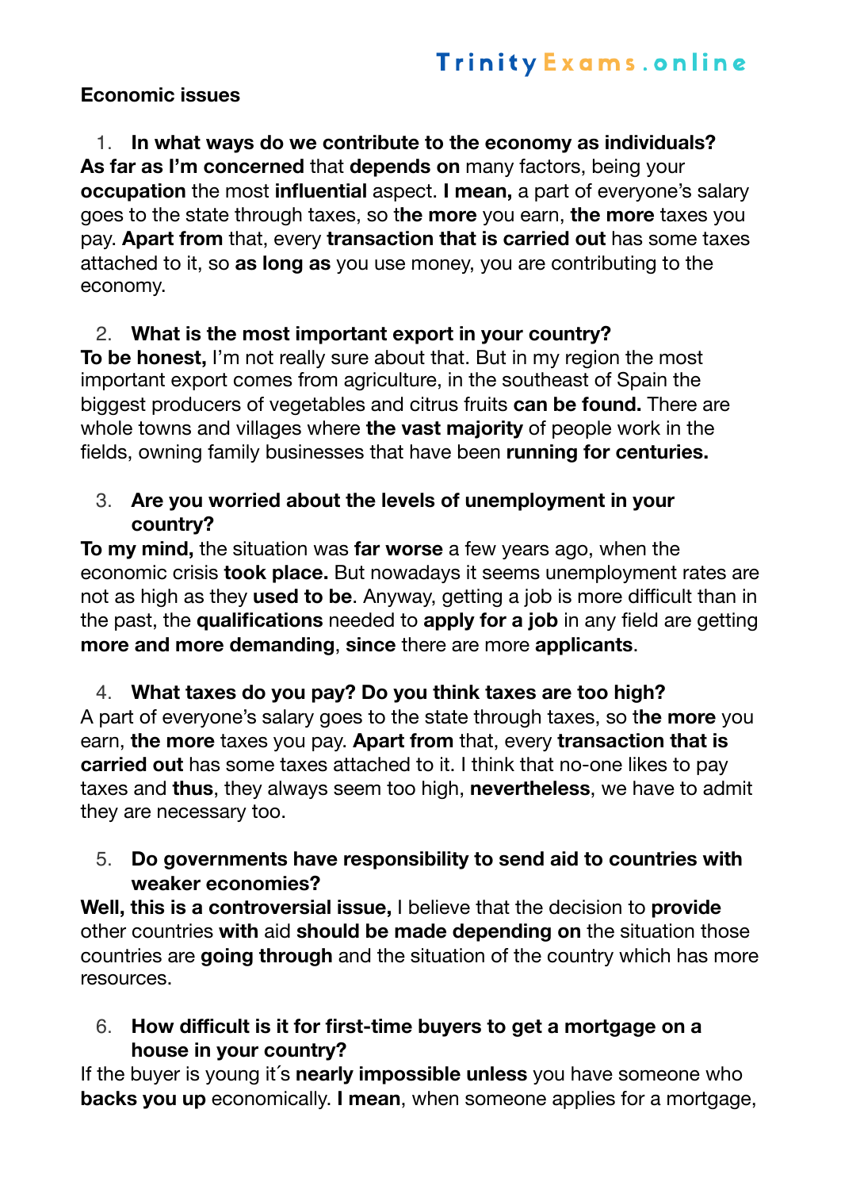**Economic issues**

1. **In what ways do we contribute to the economy as individuals?**

**As far as I'm concerned** that **depends on** many factors, being your **occupation** the most **influential** aspect. **I mean,** a part of everyone's salary goes to the state through taxes, so t**he more** you earn, **the more** taxes you pay. **Apart from** that, every **transaction that is carried out** has some taxes attached to it, so **as long as** you use money, you are contributing to the economy.

2. **What is the most important export in your country?**

**To be honest,** I'm not really sure about that. But in my region the most important export comes from agriculture, in the southeast of Spain the biggest producers of vegetables and citrus fruits **can be found.** There are whole towns and villages where **the vast majority** of people work in the fields, owning family businesses that have been **running for centuries.**

3. **Are you worried about the levels of unemployment in your country?**

**To my mind,** the situation was **far worse** a few years ago, when the economic crisis **took place.** But nowadays it seems unemployment rates are not as high as they **used to be**. Anyway, getting a job is more difficult than in the past, the **qualifications** needed to **apply for a job** in any field are getting **more and more demanding**, **since** there are more **applicants**.

4. **What taxes do you pay? Do you think taxes are too high?**

A part of everyone's salary goes to the state through taxes, so t**he more** you earn, **the more** taxes you pay. **Apart from** that, every **transaction that is carried out** has some taxes attached to it. I think that no-one likes to pay taxes and **thus**, they always seem too high, **nevertheless**, we have to admit they are necessary too.

5. **Do governments have responsibility to send aid to countries with weaker economies?**

**Well, this is a controversial issue,** I believe that the decision to **provide** other countries **with** aid **should be made depending on** the situation those countries are **going through** and the situation of the country which has more resources.

6. **How difficult is it for first-time buyers to get a mortgage on a house in your country?**

If the buyer is young it´s **nearly impossible unless** you have someone who **backs you up** economically. **I mean**, when someone applies for a mortgage,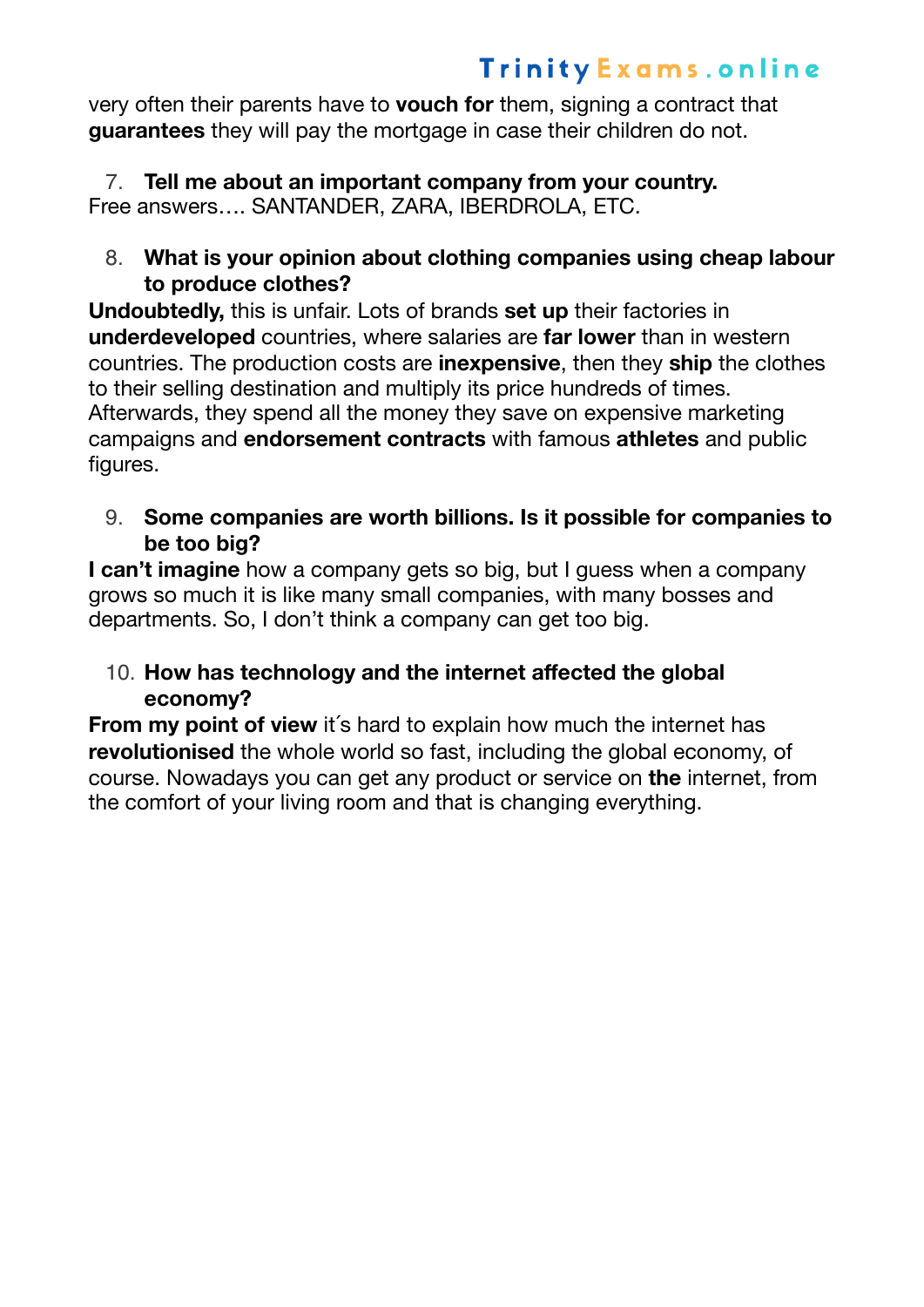very often their parents have to **vouch for** them, signing a contract that **guarantees** they will pay the mortgage in case their children do not.

7. **Tell me about an important company from your country.**

Free answers…. SANTANDER, ZARA, IBERDROLA, ETC.

8. **What is your opinion about clothing companies using cheap labour to produce clothes?**

**Undoubtedly,** this is unfair. Lots of brands **set up** their factories in **underdeveloped** countries, where salaries are **far lower** than in western countries. The production costs are **inexpensive**, then they **ship** the clothes to their selling destination and multiply its price hundreds of times. Afterwards, they spend all the money they save on expensive marketing campaigns and **endorsement contracts** with famous **athletes** and public figures.

9. **Some companies are worth billions. Is it possible for companies to be too big?**

**I can't imagine** how a company gets so big, but I guess when a company grows so much it is like many small companies, with many bosses and departments. So, I don't think a company can get too big.

10. **How has technology and the internet affected the global economy?**

**From my point of view** it´s hard to explain how much the internet has **revolutionised** the whole world so fast, including the global economy, of course. Nowadays you can get any product or service on **the** internet, from the comfort of your living room and that is changing everything.